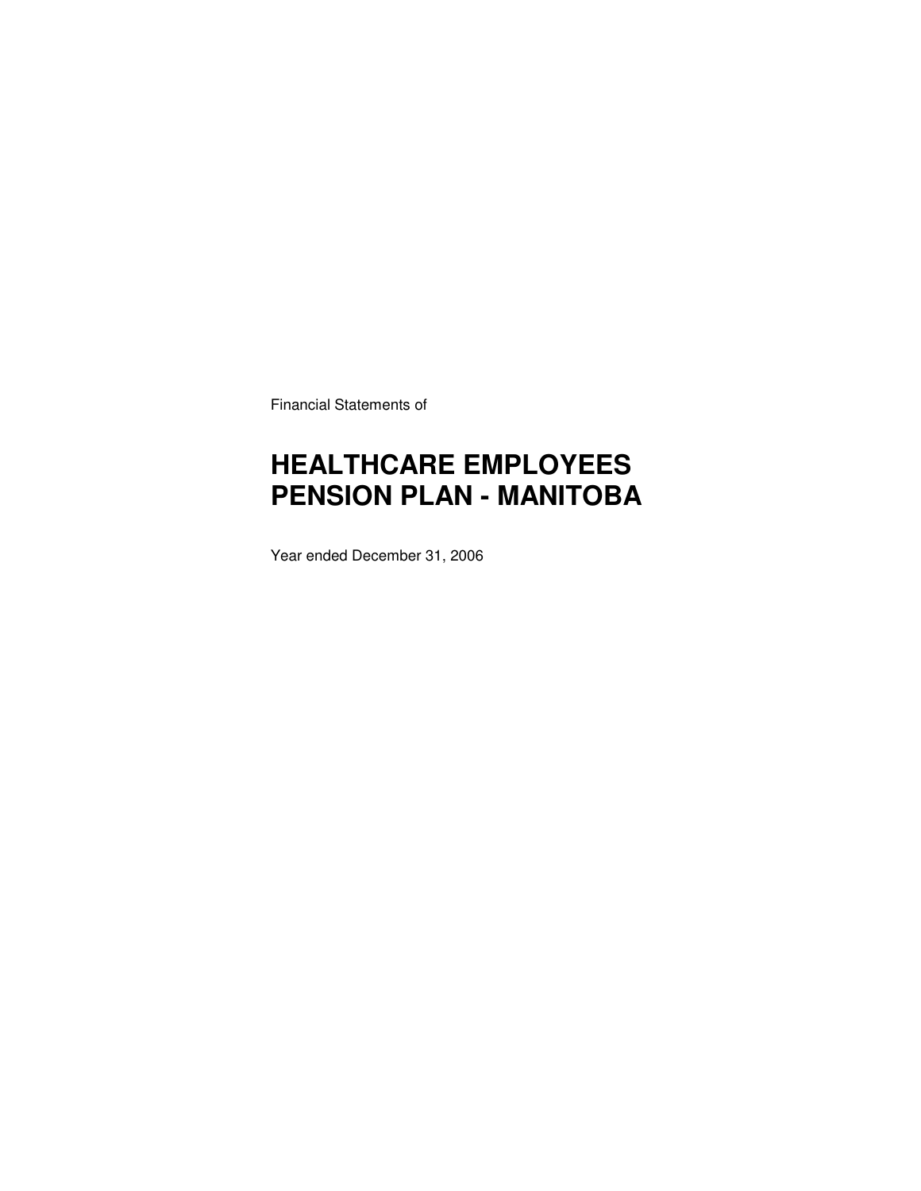Financial Statements of

# HEALTHCARE EMPLOYEES PENSION PLAN - MANITOBA

Year ended December 31, 2006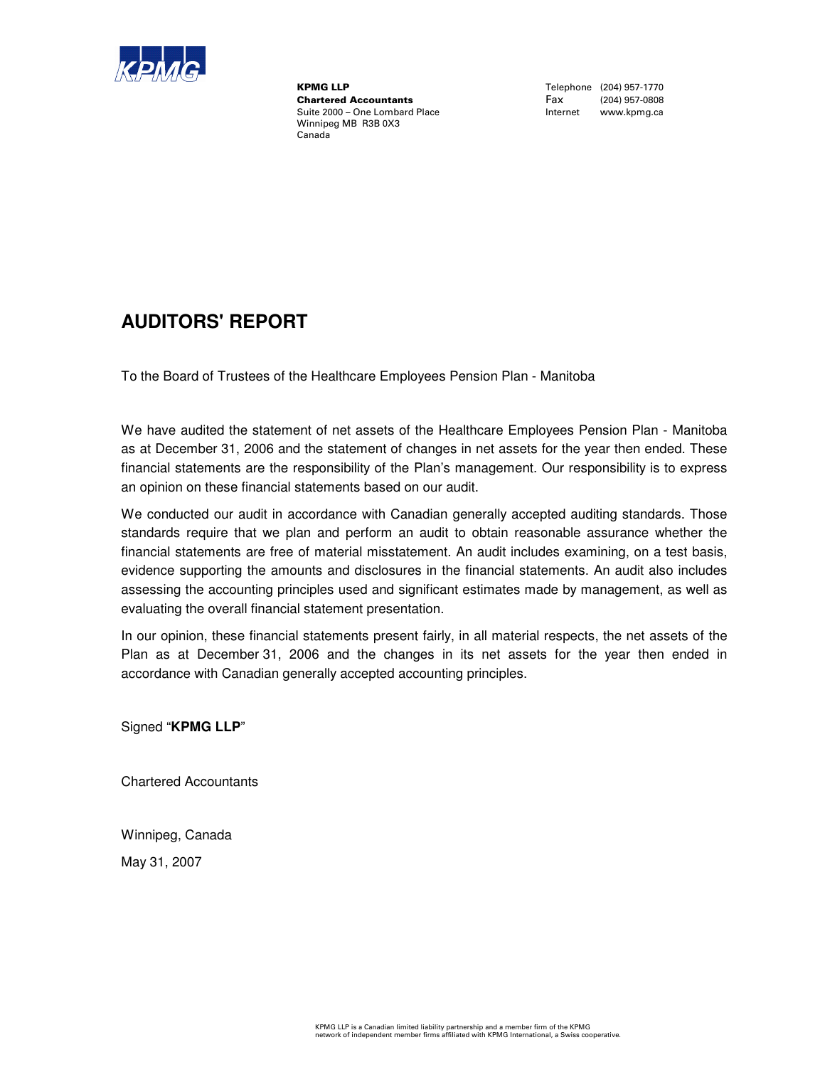**KPMG LLP**
**Chartered Accountants**
Suite 2000 – One Lombard Place
Winnipeg MB R3B 0X3
Canada

Telephone (204) 957-1770
Fax (204) 957-0808
Internet www.kpmg.ca

# AUDITORS' REPORT

To the Board of Trustees of the Healthcare Employees Pension Plan - Manitoba

We have audited the statement of net assets of the Healthcare Employees Pension Plan - Manitoba as at December 31, 2006 and the statement of changes in net assets for the year then ended. These financial statements are the responsibility of the Plan's management. Our responsibility is to express an opinion on these financial statements based on our audit.

We conducted our audit in accordance with Canadian generally accepted auditing standards. Those standards require that we plan and perform an audit to obtain reasonable assurance whether the financial statements are free of material misstatement. An audit includes examining, on a test basis, evidence supporting the amounts and disclosures in the financial statements. An audit also includes assessing the accounting principles used and significant estimates made by management, as well as evaluating the overall financial statement presentation.

In our opinion, these financial statements present fairly, in all material respects, the net assets of the Plan as at December 31, 2006 and the changes in its net assets for the year then ended in accordance with Canadian generally accepted accounting principles.

Signed "**KPMG LLP**"

Chartered Accountants

Winnipeg, Canada

May 31, 2007

KPMG LLP is a Canadian limited liability partnership and a member firm of the KPMG network of independent member firms affiliated with KPMG International, a Swiss cooperative.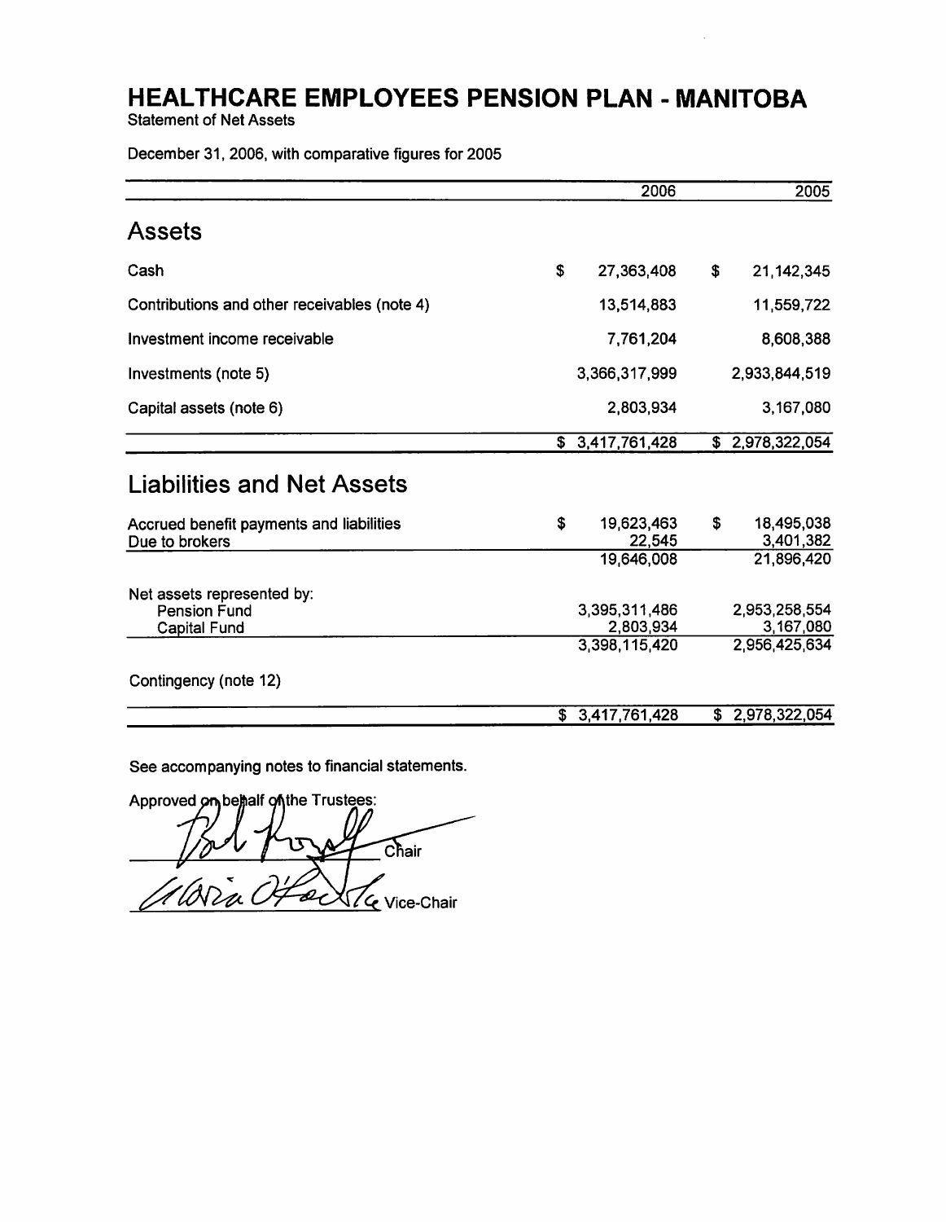# HEALTHCARE EMPLOYEES PENSION PLAN - MANITOBA

Statement of Net Assets

December 31, 2006, with comparative figures for 2005

| | 2006 | 2005 |
|---|---|---|
| **Assets** | | |
| Cash | $ 27,363,408 | $ 21,142,345 |
| Contributions and other receivables (note 4) | 13,514,883 | 11,559,722 |
| Investment income receivable | 7,761,204 | 8,608,388 |
| Investments (note 5) | 3,366,317,999 | 2,933,844,519 |
| Capital assets (note 6) | 2,803,934 | 3,167,080 |
| | $ 3,417,761,428 | $ 2,978,322,054 |
| **Liabilities and Net Assets** | | |
| Accrued benefit payments and liabilities | $ 19,623,463 | $ 18,495,038 |
| Due to brokers | 22,545 | 3,401,382 |
| | 19,646,008 | 21,896,420 |
| Net assets represented by: | | |
| Pension Fund | 3,395,311,486 | 2,953,258,554 |
| Capital Fund | 2,803,934 | 3,167,080 |
| | 3,398,115,420 | 2,956,425,634 |
| Contingency (note 12) | | |
| | $ 3,417,761,428 | $ 2,978,322,054 |

See accompanying notes to financial statements.

Approved on behalf of the Trustees:

Chair

Vice-Chair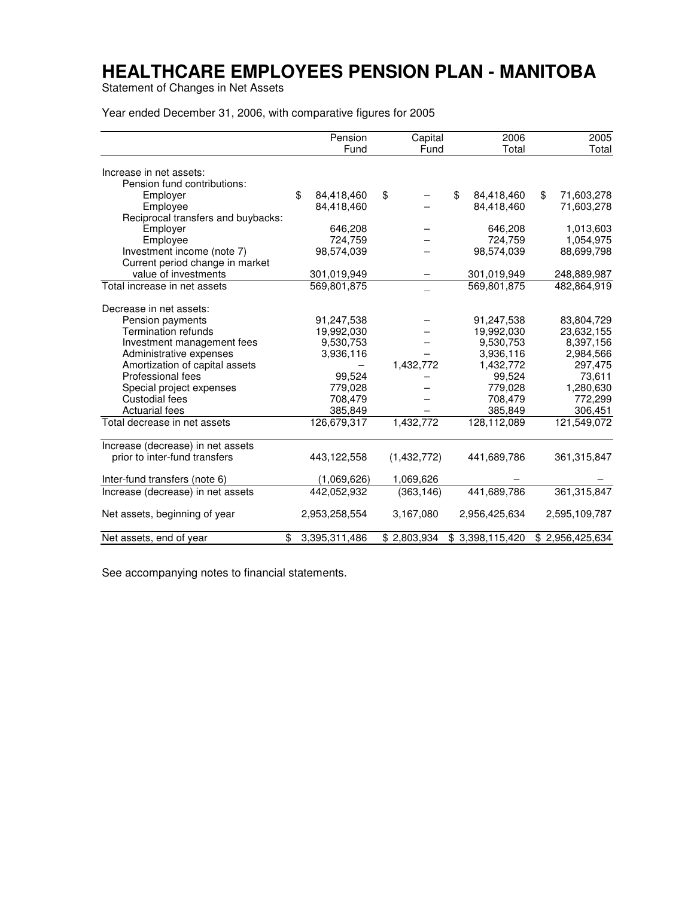# HEALTHCARE EMPLOYEES PENSION PLAN - MANITOBA

Statement of Changes in Net Assets

Year ended December 31, 2006, with comparative figures for 2005

| | Pension Fund | Capital Fund | 2006 Total | 2005 Total |
|---|---|---|---|---|
| Increase in net assets: | | | | |
| Pension fund contributions: | | | | |
| Employer | $ 84,418,460 | $ – | $ 84,418,460 | $ 71,603,278 |
| Employee | 84,418,460 | – | 84,418,460 | 71,603,278 |
| Reciprocal transfers and buybacks: | | | | |
| Employer | 646,208 | – | 646,208 | 1,013,603 |
| Employee | 724,759 | – | 724,759 | 1,054,975 |
| Investment income (note 7) | 98,574,039 | – | 98,574,039 | 88,699,798 |
| Current period change in market value of investments | 301,019,949 | – | 301,019,949 | 248,889,987 |
| Total increase in net assets | 569,801,875 | – | 569,801,875 | 482,864,919 |
| Decrease in net assets: | | | | |
| Pension payments | 91,247,538 | – | 91,247,538 | 83,804,729 |
| Termination refunds | 19,992,030 | – | 19,992,030 | 23,632,155 |
| Investment management fees | 9,530,753 | – | 9,530,753 | 8,397,156 |
| Administrative expenses | 3,936,116 | – | 3,936,116 | 2,984,566 |
| Amortization of capital assets | – | 1,432,772 | 1,432,772 | 297,475 |
| Professional fees | 99,524 | – | 99,524 | 73,611 |
| Special project expenses | 779,028 | – | 779,028 | 1,280,630 |
| Custodial fees | 708,479 | – | 708,479 | 772,299 |
| Actuarial fees | 385,849 | – | 385,849 | 306,451 |
| Total decrease in net assets | 126,679,317 | 1,432,772 | 128,112,089 | 121,549,072 |
| Increase (decrease) in net assets prior to inter-fund transfers | 443,122,558 | (1,432,772) | 441,689,786 | 361,315,847 |
| Inter-fund transfers (note 6) | (1,069,626) | 1,069,626 | – | – |
| Increase (decrease) in net assets | 442,052,932 | (363,146) | 441,689,786 | 361,315,847 |
| Net assets, beginning of year | 2,953,258,554 | 3,167,080 | 2,956,425,634 | 2,595,109,787 |
| Net assets, end of year | $ 3,395,311,486 | $ 2,803,934 | $ 3,398,115,420 | $ 2,956,425,634 |

See accompanying notes to financial statements.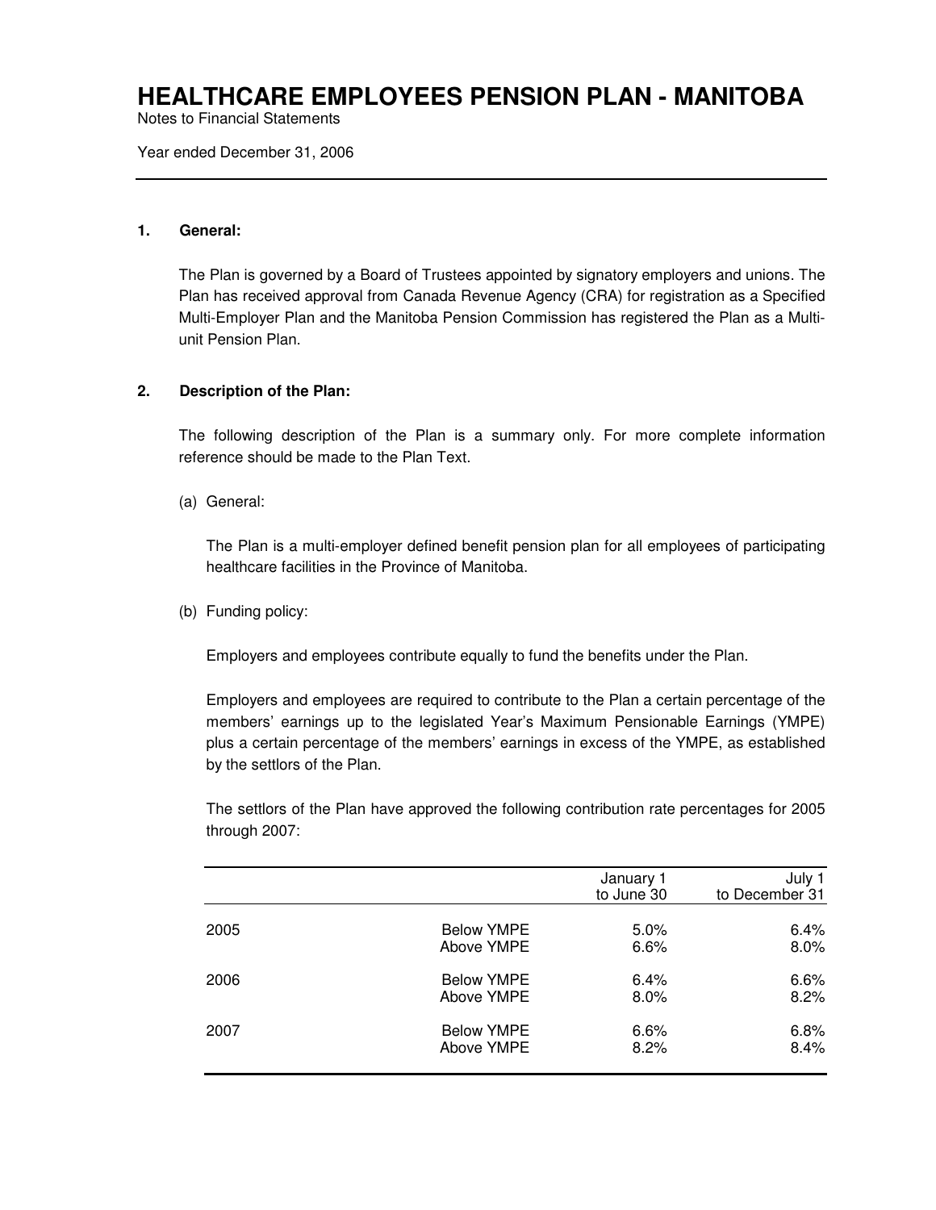# HEALTHCARE EMPLOYEES PENSION PLAN - MANITOBA

Notes to Financial Statements

Year ended December 31, 2006

**1. General:**

The Plan is governed by a Board of Trustees appointed by signatory employers and unions. The Plan has received approval from Canada Revenue Agency (CRA) for registration as a Specified Multi-Employer Plan and the Manitoba Pension Commission has registered the Plan as a Multi-unit Pension Plan.

**2. Description of the Plan:**

The following description of the Plan is a summary only. For more complete information reference should be made to the Plan Text.

(a) General:

The Plan is a multi-employer defined benefit pension plan for all employees of participating healthcare facilities in the Province of Manitoba.

(b) Funding policy:

Employers and employees contribute equally to fund the benefits under the Plan.

Employers and employees are required to contribute to the Plan a certain percentage of the members' earnings up to the legislated Year's Maximum Pensionable Earnings (YMPE) plus a certain percentage of the members' earnings in excess of the YMPE, as established by the settlors of the Plan.

The settlors of the Plan have approved the following contribution rate percentages for 2005 through 2007:

| | | January 1 to June 30 | July 1 to December 31 |
|---|---|---|---|
| 2005 | Below YMPE | 5.0% | 6.4% |
| | Above YMPE | 6.6% | 8.0% |
| 2006 | Below YMPE | 6.4% | 6.6% |
| | Above YMPE | 8.0% | 8.2% |
| 2007 | Below YMPE | 6.6% | 6.8% |
| | Above YMPE | 8.2% | 8.4% |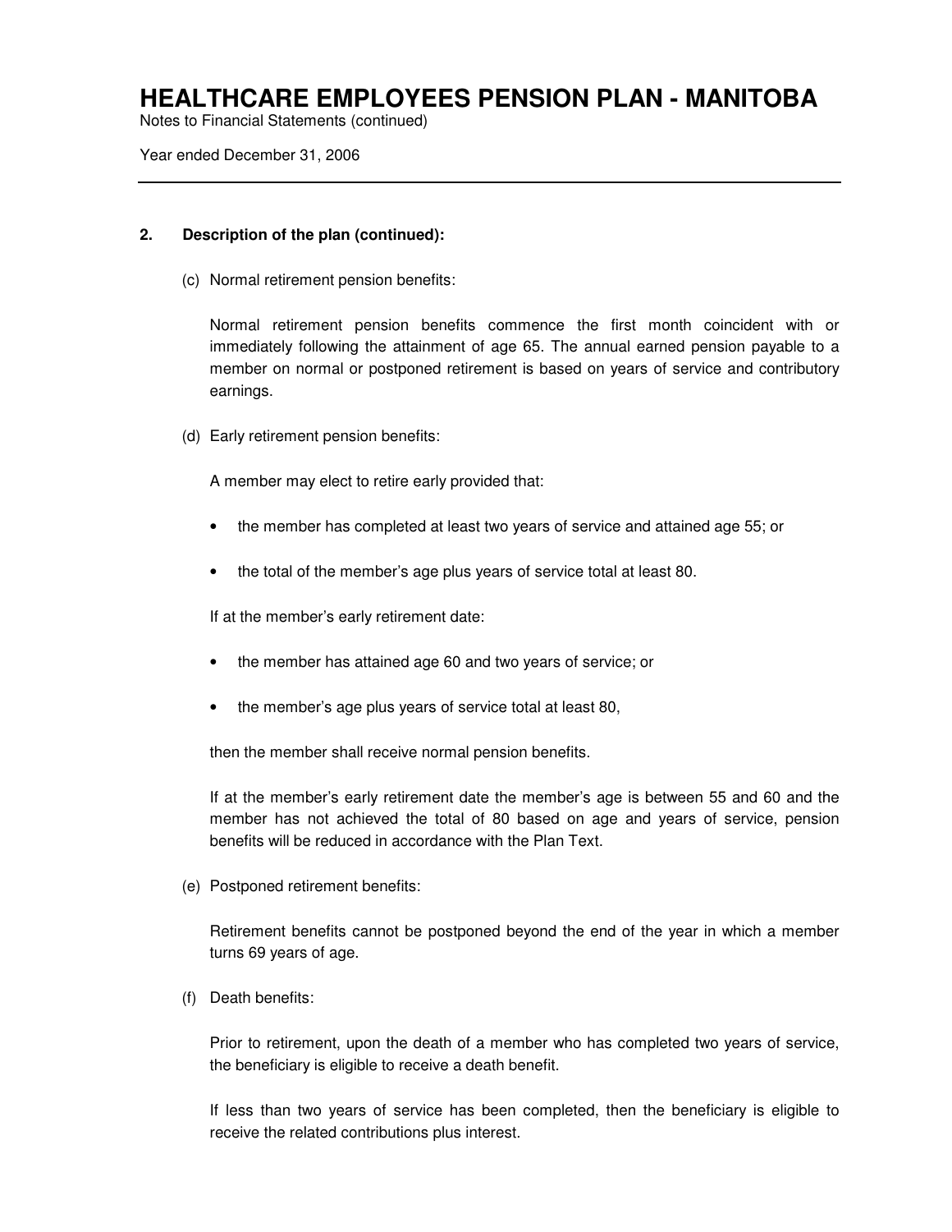# HEALTHCARE EMPLOYEES PENSION PLAN - MANITOBA

Notes to Financial Statements (continued)

Year ended December 31, 2006

---

**2. Description of the plan (continued):**

(c) Normal retirement pension benefits:

Normal retirement pension benefits commence the first month coincident with or immediately following the attainment of age 65. The annual earned pension payable to a member on normal or postponed retirement is based on years of service and contributory earnings.

(d) Early retirement pension benefits:

A member may elect to retire early provided that:

- the member has completed at least two years of service and attained age 55; or
- the total of the member's age plus years of service total at least 80.

If at the member's early retirement date:

- the member has attained age 60 and two years of service; or
- the member's age plus years of service total at least 80,

then the member shall receive normal pension benefits.

If at the member's early retirement date the member's age is between 55 and 60 and the member has not achieved the total of 80 based on age and years of service, pension benefits will be reduced in accordance with the Plan Text.

(e) Postponed retirement benefits:

Retirement benefits cannot be postponed beyond the end of the year in which a member turns 69 years of age.

(f) Death benefits:

Prior to retirement, upon the death of a member who has completed two years of service, the beneficiary is eligible to receive a death benefit.

If less than two years of service has been completed, then the beneficiary is eligible to receive the related contributions plus interest.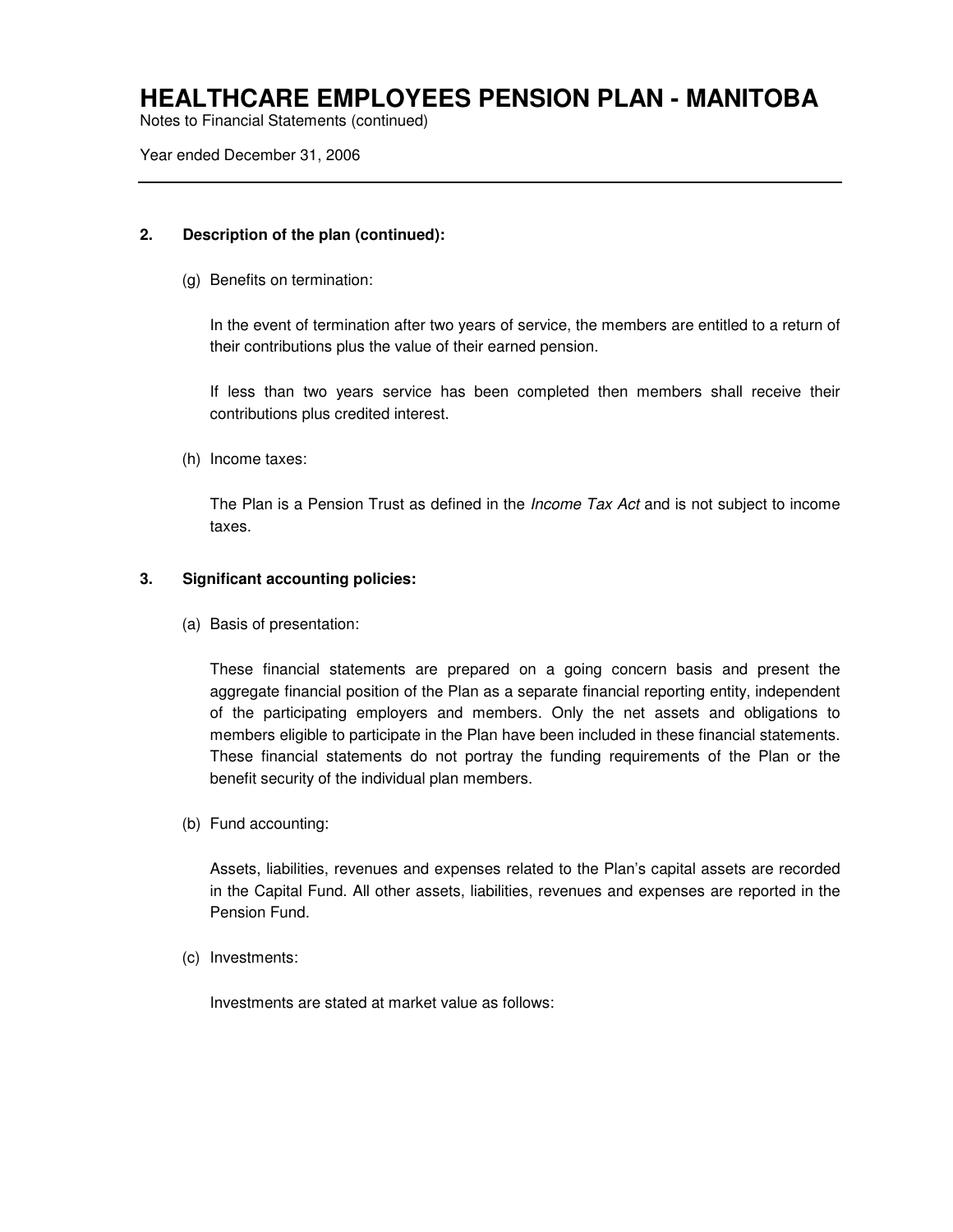## 2. Description of the plan (continued):

(g) Benefits on termination:

In the event of termination after two years of service, the members are entitled to a return of their contributions plus the value of their earned pension.

If less than two years service has been completed then members shall receive their contributions plus credited interest.

(h) Income taxes:

The Plan is a Pension Trust as defined in the *Income Tax Act* and is not subject to income taxes.

## 3. Significant accounting policies:

(a) Basis of presentation:

These financial statements are prepared on a going concern basis and present the aggregate financial position of the Plan as a separate financial reporting entity, independent of the participating employers and members. Only the net assets and obligations to members eligible to participate in the Plan have been included in these financial statements. These financial statements do not portray the funding requirements of the Plan or the benefit security of the individual plan members.

(b) Fund accounting:

Assets, liabilities, revenues and expenses related to the Plan's capital assets are recorded in the Capital Fund. All other assets, liabilities, revenues and expenses are reported in the Pension Fund.

(c) Investments:

Investments are stated at market value as follows: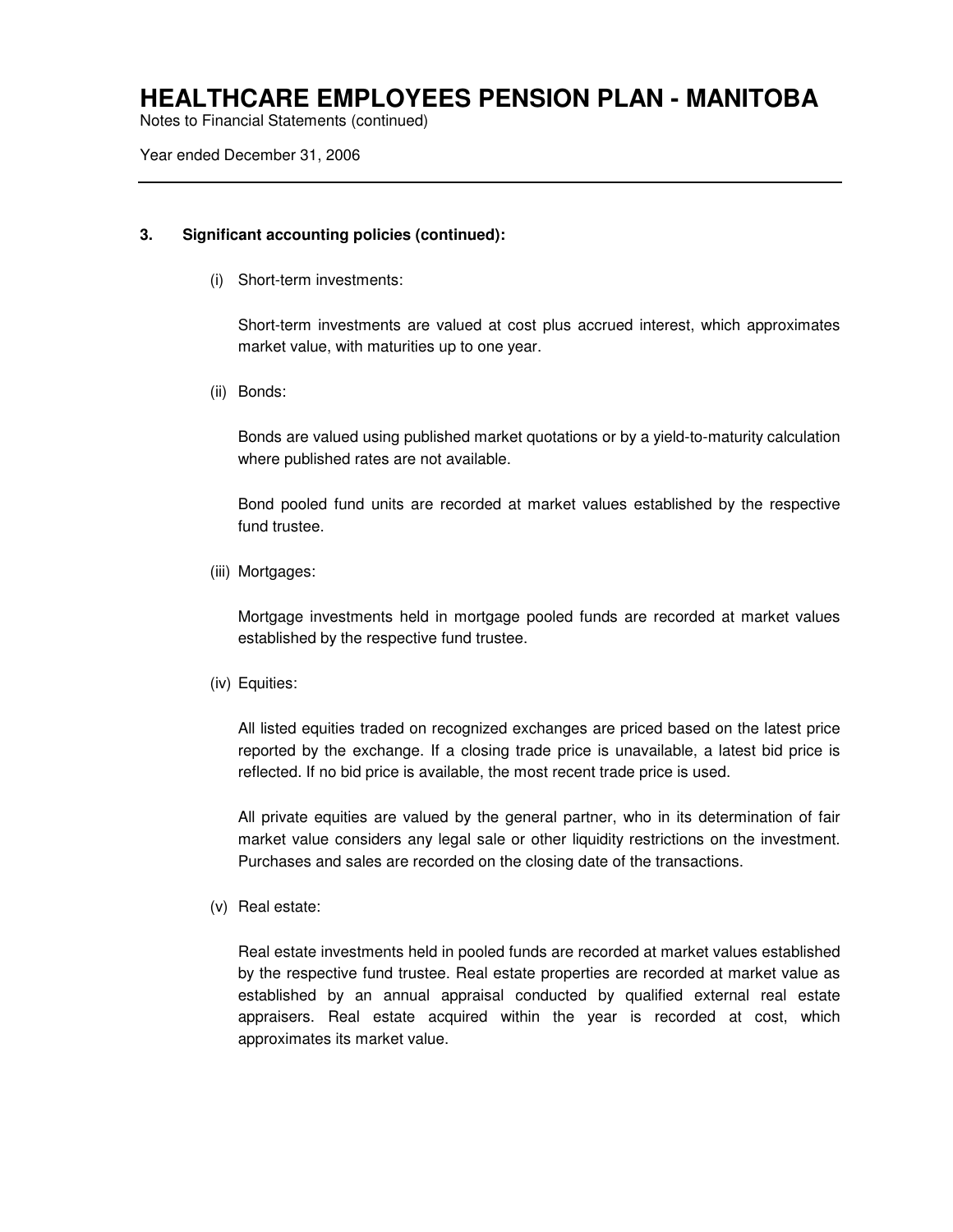### 3. Significant accounting policies (continued):

(i) Short-term investments:

Short-term investments are valued at cost plus accrued interest, which approximates market value, with maturities up to one year.

(ii) Bonds:

Bonds are valued using published market quotations or by a yield-to-maturity calculation where published rates are not available.

Bond pooled fund units are recorded at market values established by the respective fund trustee.

(iii) Mortgages:

Mortgage investments held in mortgage pooled funds are recorded at market values established by the respective fund trustee.

(iv) Equities:

All listed equities traded on recognized exchanges are priced based on the latest price reported by the exchange. If a closing trade price is unavailable, a latest bid price is reflected. If no bid price is available, the most recent trade price is used.

All private equities are valued by the general partner, who in its determination of fair market value considers any legal sale or other liquidity restrictions on the investment. Purchases and sales are recorded on the closing date of the transactions.

(v) Real estate:

Real estate investments held in pooled funds are recorded at market values established by the respective fund trustee. Real estate properties are recorded at market value as established by an annual appraisal conducted by qualified external real estate appraisers. Real estate acquired within the year is recorded at cost, which approximates its market value.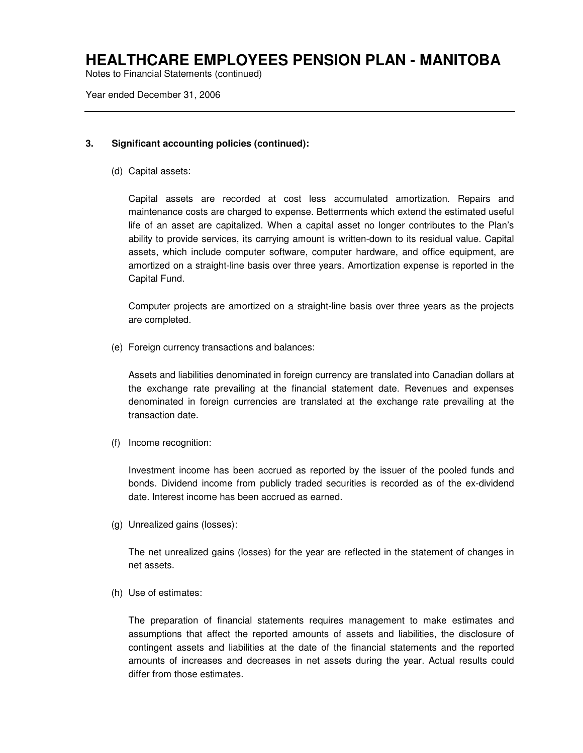### 3. Significant accounting policies (continued):

(d) Capital assets:

Capital assets are recorded at cost less accumulated amortization. Repairs and maintenance costs are charged to expense. Betterments which extend the estimated useful life of an asset are capitalized. When a capital asset no longer contributes to the Plan's ability to provide services, its carrying amount is written-down to its residual value. Capital assets, which include computer software, computer hardware, and office equipment, are amortized on a straight-line basis over three years. Amortization expense is reported in the Capital Fund.

Computer projects are amortized on a straight-line basis over three years as the projects are completed.

(e) Foreign currency transactions and balances:

Assets and liabilities denominated in foreign currency are translated into Canadian dollars at the exchange rate prevailing at the financial statement date. Revenues and expenses denominated in foreign currencies are translated at the exchange rate prevailing at the transaction date.

(f) Income recognition:

Investment income has been accrued as reported by the issuer of the pooled funds and bonds. Dividend income from publicly traded securities is recorded as of the ex-dividend date. Interest income has been accrued as earned.

(g) Unrealized gains (losses):

The net unrealized gains (losses) for the year are reflected in the statement of changes in net assets.

(h) Use of estimates:

The preparation of financial statements requires management to make estimates and assumptions that affect the reported amounts of assets and liabilities, the disclosure of contingent assets and liabilities at the date of the financial statements and the reported amounts of increases and decreases in net assets during the year. Actual results could differ from those estimates.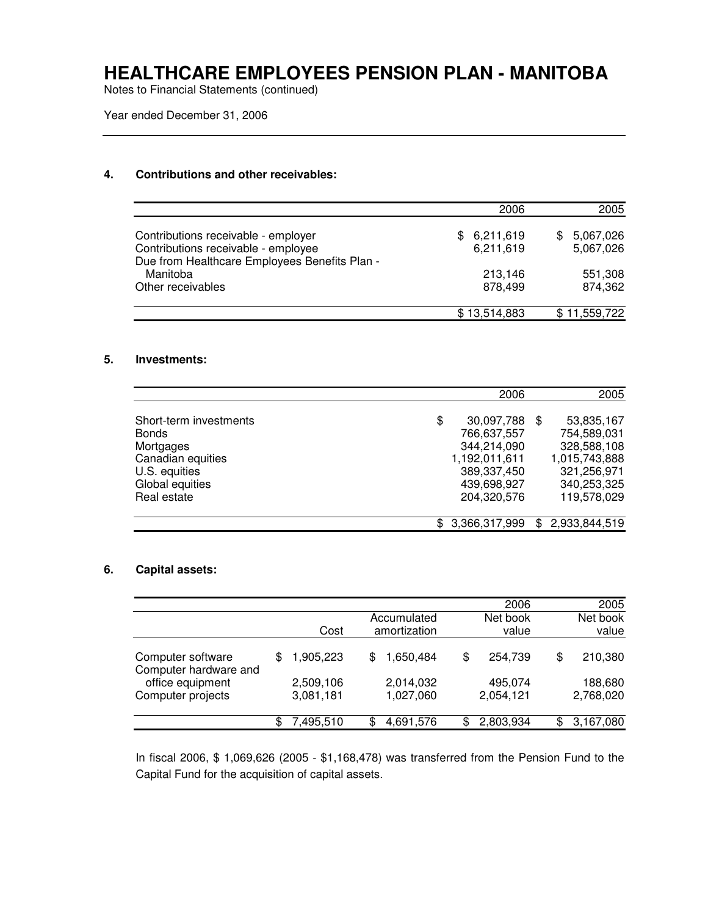# HEALTHCARE EMPLOYEES PENSION PLAN - MANITOBA

Notes to Financial Statements (continued)

Year ended December 31, 2006

## 4. Contributions and other receivables:

| | 2006 | 2005 |
|---|---:|---:|
| Contributions receivable - employer | $ 6,211,619 | $ 5,067,026 |
| Contributions receivable - employee | 6,211,619 | 5,067,026 |
| Due from Healthcare Employees Benefits Plan - Manitoba | 213,146 | 551,308 |
| Other receivables | 878,499 | 874,362 |
| | $ 13,514,883 | $ 11,559,722 |

## 5. Investments:

| | 2006 | 2005 |
|---|---:|---:|
| Short-term investments | $ 30,097,788 | $ 53,835,167 |
| Bonds | 766,637,557 | 754,589,031 |
| Mortgages | 344,214,090 | 328,588,108 |
| Canadian equities | 1,192,011,611 | 1,015,743,888 |
| U.S. equities | 389,337,450 | 321,256,971 |
| Global equities | 439,698,927 | 340,253,325 |
| Real estate | 204,320,576 | 119,578,029 |
| | $ 3,366,317,999 | $ 2,933,844,519 |

## 6. Capital assets:

| | | | 2006 | 2005 |
|---|---:|---:|---:|---:|
| | Cost | Accumulated amortization | Net book value | Net book value |
| Computer software | $ 1,905,223 | $ 1,650,484 | $ 254,739 | $ 210,380 |
| Computer hardware and office equipment | 2,509,106 | 2,014,032 | 495,074 | 188,680 |
| Computer projects | 3,081,181 | 1,027,060 | 2,054,121 | 2,768,020 |
| | $ 7,495,510 | $ 4,691,576 | $ 2,803,934 | $ 3,167,080 |

In fiscal 2006, $ 1,069,626 (2005 - $1,168,478) was transferred from the Pension Fund to the Capital Fund for the acquisition of capital assets.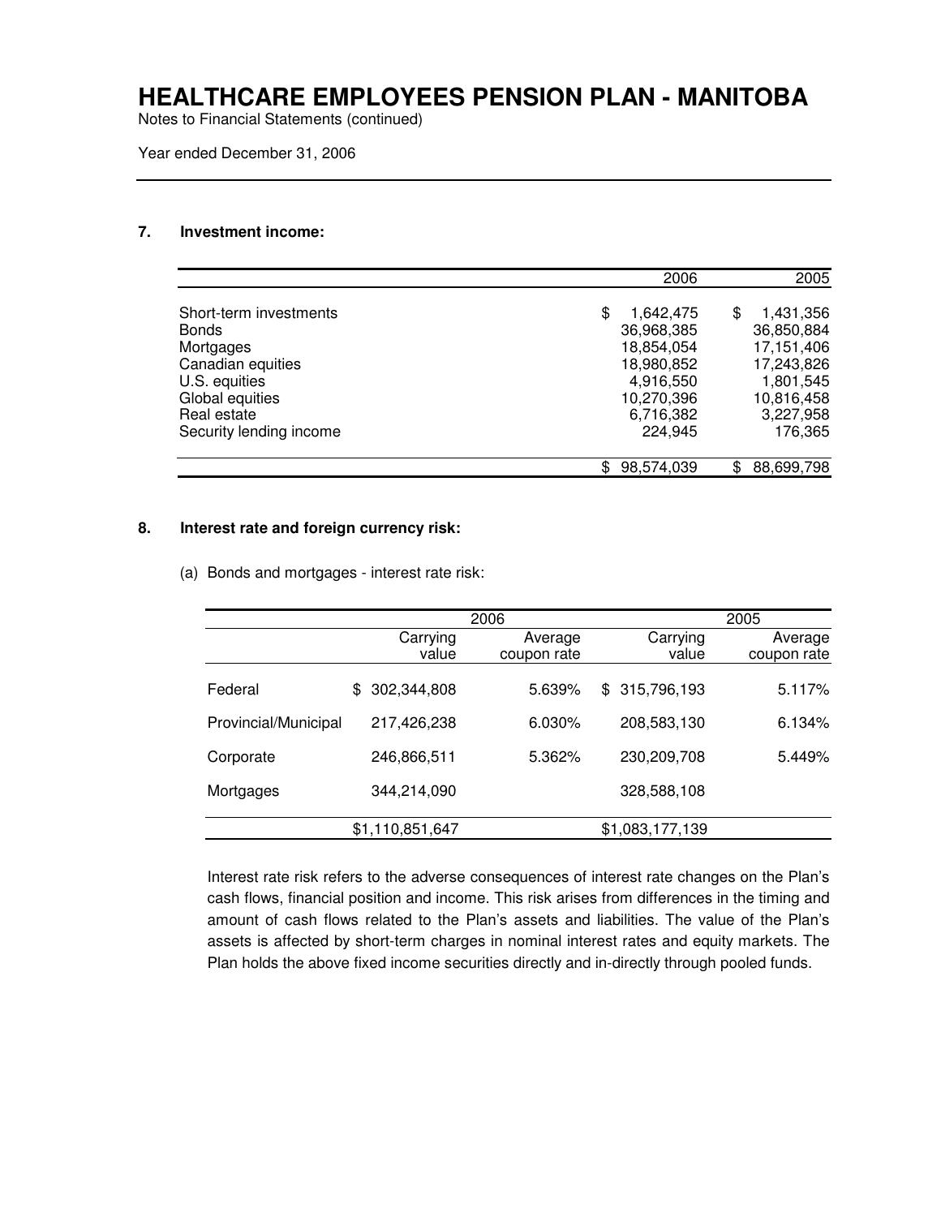# HEALTHCARE EMPLOYEES PENSION PLAN - MANITOBA

Notes to Financial Statements (continued)

Year ended December 31, 2006

### 7. Investment income:

| | 2006 | 2005 |
|---|---:|---:|
| Short-term investments | $ 1,642,475 | $ 1,431,356 |
| Bonds | 36,968,385 | 36,850,884 |
| Mortgages | 18,854,054 | 17,151,406 |
| Canadian equities | 18,980,852 | 17,243,826 |
| U.S. equities | 4,916,550 | 1,801,545 |
| Global equities | 10,270,396 | 10,816,458 |
| Real estate | 6,716,382 | 3,227,958 |
| Security lending income | 224,945 | 176,365 |
| | $ 98,574,039 | $ 88,699,798 |

### 8. Interest rate and foreign currency risk:

(a) Bonds and mortgages - interest rate risk:

| | 2006 | | 2005 | |
|---|---:|---:|---:|---:|
| | Carrying value | Average coupon rate | Carrying value | Average coupon rate |
| Federal | $ 302,344,808 | 5.639% | $ 315,796,193 | 5.117% |
| Provincial/Municipal | 217,426,238 | 6.030% | 208,583,130 | 6.134% |
| Corporate | 246,866,511 | 5.362% | 230,209,708 | 5.449% |
| Mortgages | 344,214,090 | | 328,588,108 | |
| | $1,110,851,647 | | $1,083,177,139 | |

Interest rate risk refers to the adverse consequences of interest rate changes on the Plan's cash flows, financial position and income. This risk arises from differences in the timing and amount of cash flows related to the Plan's assets and liabilities. The value of the Plan's assets is affected by short-term charges in nominal interest rates and equity markets. The Plan holds the above fixed income securities directly and in-directly through pooled funds.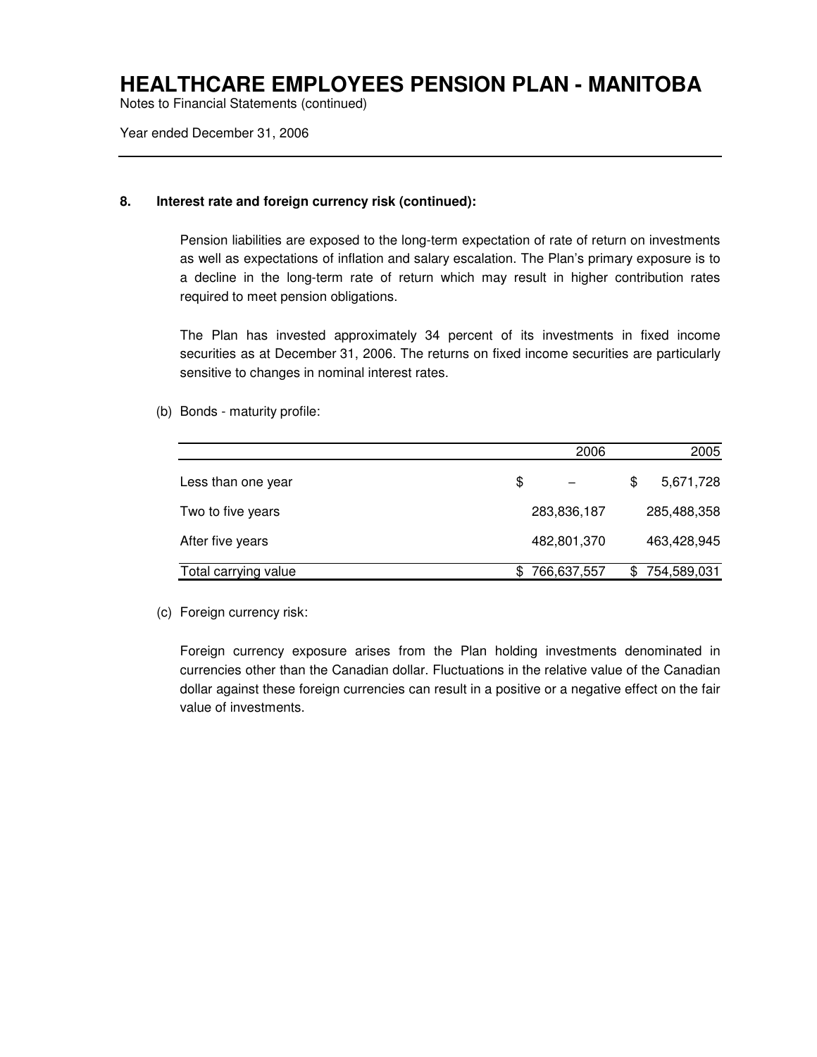# HEALTHCARE EMPLOYEES PENSION PLAN - MANITOBA

Notes to Financial Statements (continued)

Year ended December 31, 2006

**8. Interest rate and foreign currency risk (continued):**

Pension liabilities are exposed to the long-term expectation of rate of return on investments as well as expectations of inflation and salary escalation. The Plan's primary exposure is to a decline in the long-term rate of return which may result in higher contribution rates required to meet pension obligations.

The Plan has invested approximately 34 percent of its investments in fixed income securities as at December 31, 2006. The returns on fixed income securities are particularly sensitive to changes in nominal interest rates.

(b) Bonds - maturity profile:

| | 2006 | 2005 |
|---|---:|---:|
| Less than one year | $ – | $ 5,671,728 |
| Two to five years | 283,836,187 | 285,488,358 |
| After five years | 482,801,370 | 463,428,945 |
| Total carrying value | $ 766,637,557 | $ 754,589,031 |

(c) Foreign currency risk:

Foreign currency exposure arises from the Plan holding investments denominated in currencies other than the Canadian dollar. Fluctuations in the relative value of the Canadian dollar against these foreign currencies can result in a positive or a negative effect on the fair value of investments.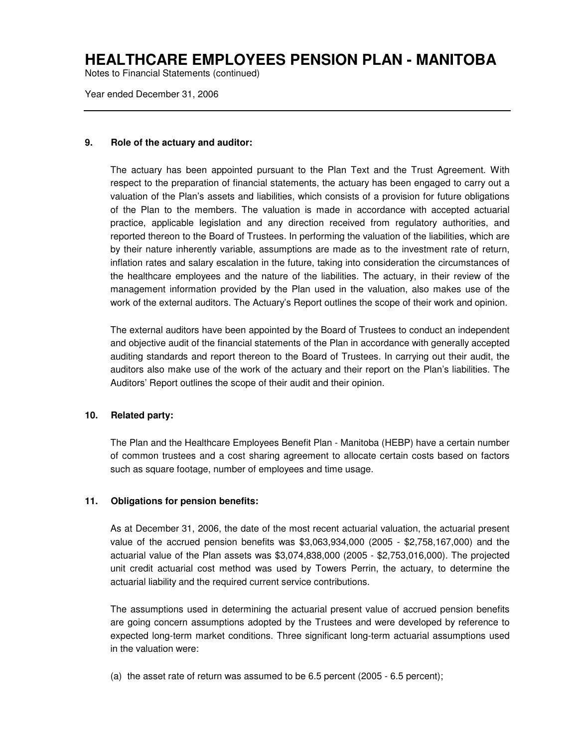### 9. Role of the actuary and auditor:

The actuary has been appointed pursuant to the Plan Text and the Trust Agreement. With respect to the preparation of financial statements, the actuary has been engaged to carry out a valuation of the Plan's assets and liabilities, which consists of a provision for future obligations of the Plan to the members. The valuation is made in accordance with accepted actuarial practice, applicable legislation and any direction received from regulatory authorities, and reported thereon to the Board of Trustees. In performing the valuation of the liabilities, which are by their nature inherently variable, assumptions are made as to the investment rate of return, inflation rates and salary escalation in the future, taking into consideration the circumstances of the healthcare employees and the nature of the liabilities. The actuary, in their review of the management information provided by the Plan used in the valuation, also makes use of the work of the external auditors. The Actuary's Report outlines the scope of their work and opinion.

The external auditors have been appointed by the Board of Trustees to conduct an independent and objective audit of the financial statements of the Plan in accordance with generally accepted auditing standards and report thereon to the Board of Trustees. In carrying out their audit, the auditors also make use of the work of the actuary and their report on the Plan's liabilities. The Auditors' Report outlines the scope of their audit and their opinion.

### 10. Related party:

The Plan and the Healthcare Employees Benefit Plan - Manitoba (HEBP) have a certain number of common trustees and a cost sharing agreement to allocate certain costs based on factors such as square footage, number of employees and time usage.

### 11. Obligations for pension benefits:

As at December 31, 2006, the date of the most recent actuarial valuation, the actuarial present value of the accrued pension benefits was $3,063,934,000 (2005 - $2,758,167,000) and the actuarial value of the Plan assets was $3,074,838,000 (2005 - $2,753,016,000). The projected unit credit actuarial cost method was used by Towers Perrin, the actuary, to determine the actuarial liability and the required current service contributions.

The assumptions used in determining the actuarial present value of accrued pension benefits are going concern assumptions adopted by the Trustees and were developed by reference to expected long-term market conditions. Three significant long-term actuarial assumptions used in the valuation were:

(a) the asset rate of return was assumed to be 6.5 percent (2005 - 6.5 percent);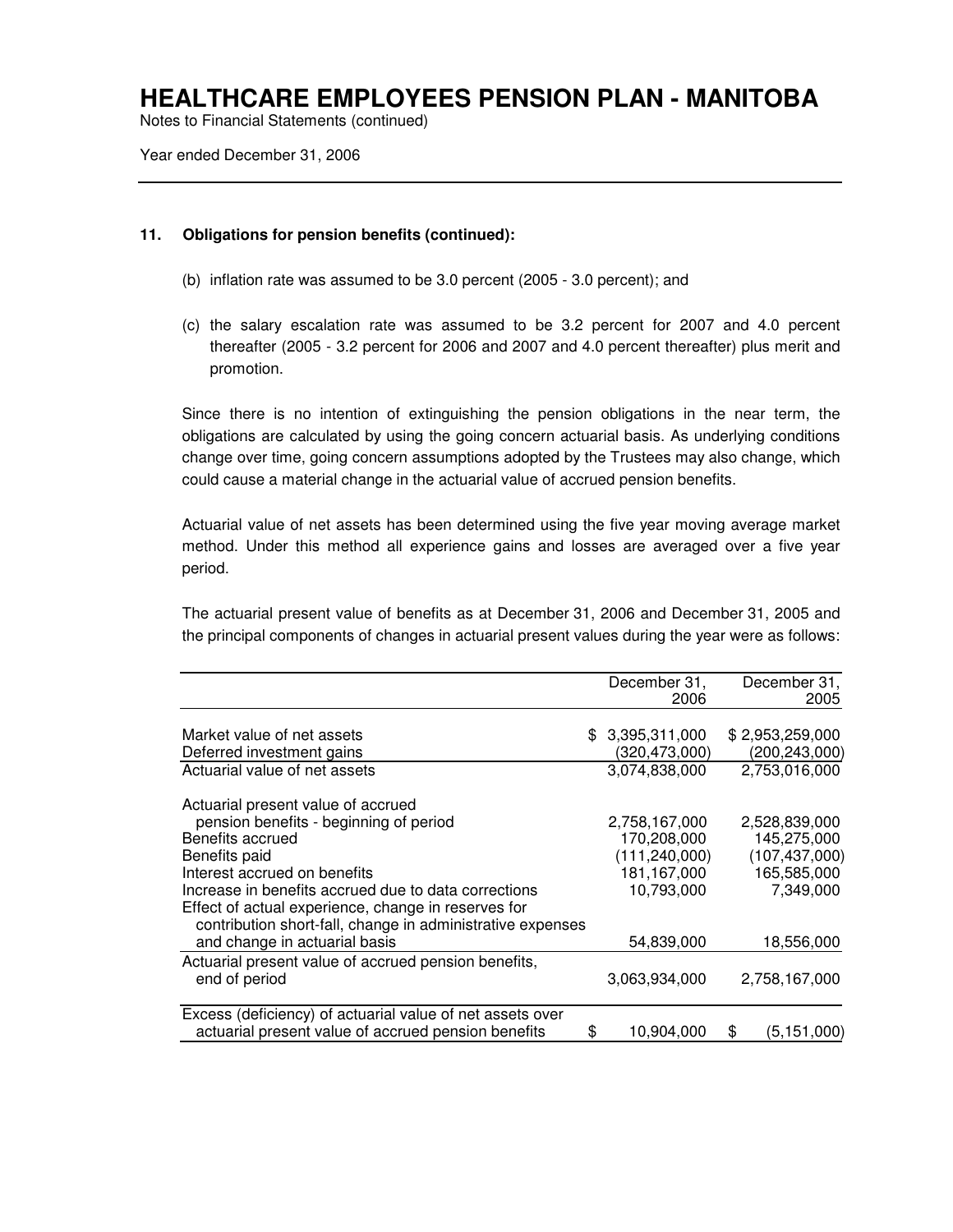### 11. Obligations for pension benefits (continued):

(b) inflation rate was assumed to be 3.0 percent (2005 - 3.0 percent); and

(c) the salary escalation rate was assumed to be 3.2 percent for 2007 and 4.0 percent thereafter (2005 - 3.2 percent for 2006 and 2007 and 4.0 percent thereafter) plus merit and promotion.

Since there is no intention of extinguishing the pension obligations in the near term, the obligations are calculated by using the going concern actuarial basis. As underlying conditions change over time, going concern assumptions adopted by the Trustees may also change, which could cause a material change in the actuarial value of accrued pension benefits.

Actuarial value of net assets has been determined using the five year moving average market method. Under this method all experience gains and losses are averaged over a five year period.

The actuarial present value of benefits as at December 31, 2006 and December 31, 2005 and the principal components of changes in actuarial present values during the year were as follows:

| | December 31, 2006 | December 31, 2005 |
|---|---|---|
| Market value of net assets | $ 3,395,311,000 | $ 2,953,259,000 |
| Deferred investment gains | (320,473,000) | (200,243,000) |
| Actuarial value of net assets | 3,074,838,000 | 2,753,016,000 |
| | | |
| Actuarial present value of accrued pension benefits - beginning of period | 2,758,167,000 | 2,528,839,000 |
| Benefits accrued | 170,208,000 | 145,275,000 |
| Benefits paid | (111,240,000) | (107,437,000) |
| Interest accrued on benefits | 181,167,000 | 165,585,000 |
| Increase in benefits accrued due to data corrections | 10,793,000 | 7,349,000 |
| Effect of actual experience, change in reserves for contribution short-fall, change in administrative expenses and change in actuarial basis | 54,839,000 | 18,556,000 |
| Actuarial present value of accrued pension benefits, end of period | 3,063,934,000 | 2,758,167,000 |
| | | |
| Excess (deficiency) of actuarial value of net assets over actuarial present value of accrued pension benefits | $ 10,904,000 | $ (5,151,000) |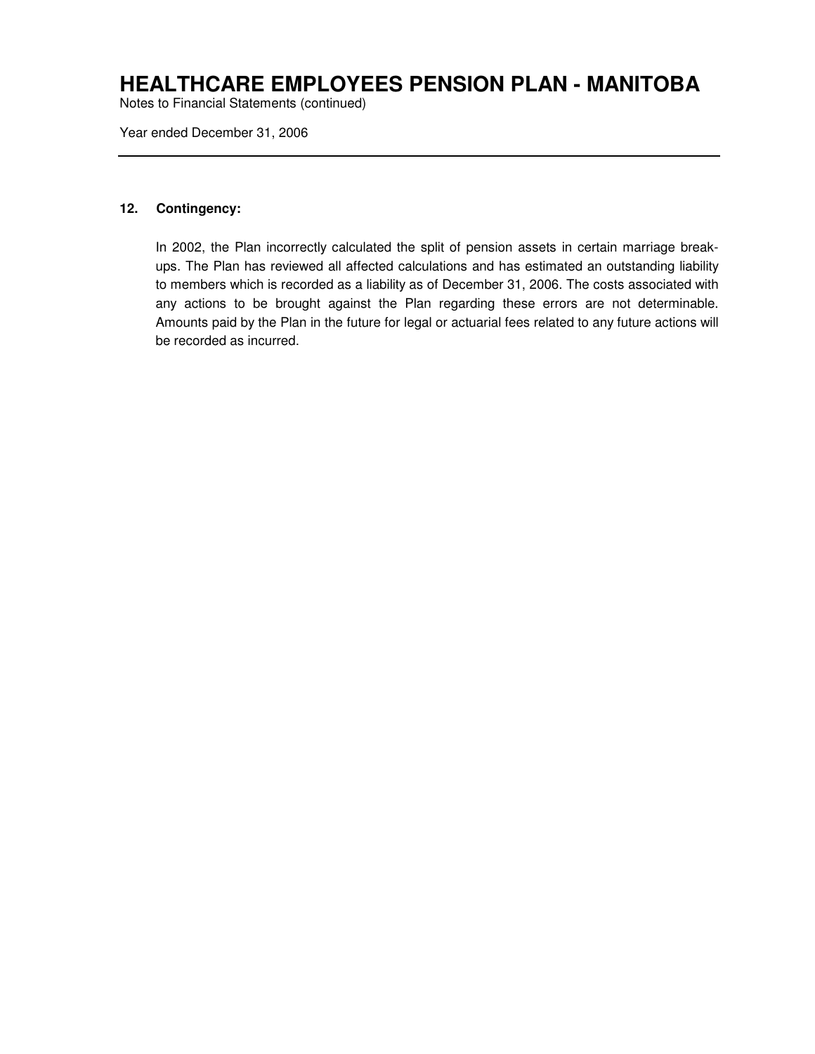# HEALTHCARE EMPLOYEES PENSION PLAN - MANITOBA

Notes to Financial Statements (continued)

Year ended December 31, 2006

## 12. Contingency:

In 2002, the Plan incorrectly calculated the split of pension assets in certain marriage break-ups. The Plan has reviewed all affected calculations and has estimated an outstanding liability to members which is recorded as a liability as of December 31, 2006. The costs associated with any actions to be brought against the Plan regarding these errors are not determinable. Amounts paid by the Plan in the future for legal or actuarial fees related to any future actions will be recorded as incurred.